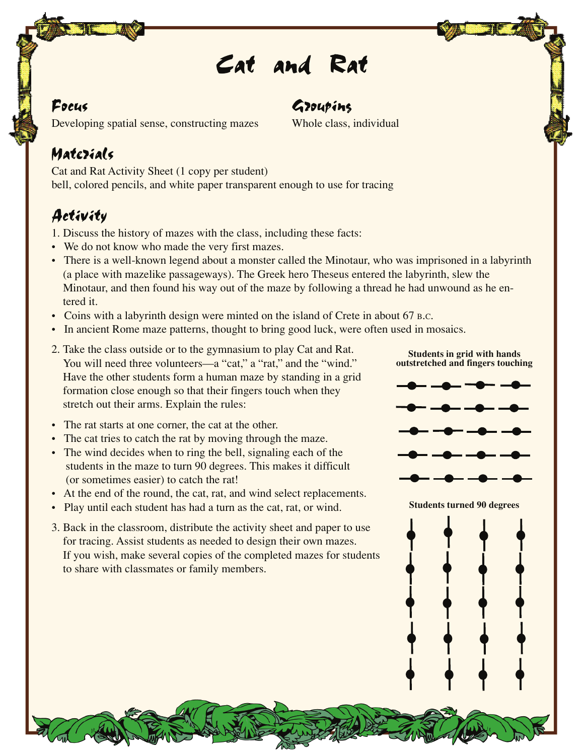# Cat and Rat

## Focus

Developing spatial sense, constructing mazes

## Groupings

Whole class, individual

## Materials

Cat and Rat Activity Sheet (1 copy per student)
bell, colored pencils, and white paper transparent enough to use for tracing

## Activity

1. Discuss the history of mazes with the class, including these facts:

- We do not know who made the very first mazes.
- There is a well-known legend about a monster called the Minotaur, who was imprisoned in a labyrinth (a place with mazelike passageways). The Greek hero Theseus entered the labyrinth, slew the Minotaur, and then found his way out of the maze by following a thread he had unwound as he entered it.
- Coins with a labyrinth design were minted on the island of Crete in about 67 B.C.
- In ancient Rome maze patterns, thought to bring good luck, were often used in mosaics.

2. Take the class outside or to the gymnasium to play Cat and Rat. You will need three volunteers—a "cat," a "rat," and the "wind." Have the other students form a human maze by standing in a grid formation close enough so that their fingers touch when they stretch out their arms. Explain the rules:

- The rat starts at one corner, the cat at the other.
- The cat tries to catch the rat by moving through the maze.
- The wind decides when to ring the bell, signaling each of the students in the maze to turn 90 degrees. This makes it difficult (or sometimes easier) to catch the rat!
- At the end of the round, the cat, rat, and wind select replacements.
- Play until each student has had a turn as the cat, rat, or wind.

3. Back in the classroom, distribute the activity sheet and paper to use for tracing. Assist students as needed to design their own mazes. If you wish, make several copies of the completed mazes for students to share with classmates or family members.

**Students in grid with hands outstretched and fingers touching**

**Students turned 90 degrees**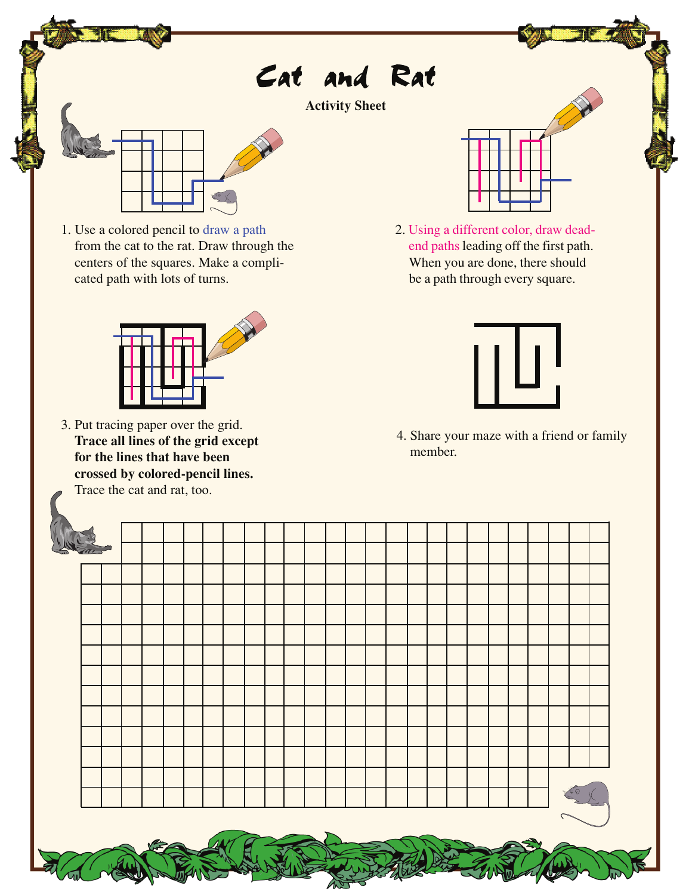# Cat and Rat

**Activity Sheet**

1. Use a colored pencil to draw a path from the cat to the rat. Draw through the centers of the squares. Make a complicated path with lots of turns.

2. Using a different color, draw dead-end paths leading off the first path. When you are done, there should be a path through every square.

3. Put tracing paper over the grid. **Trace all lines of the grid except for the lines that have been crossed by colored-pencil lines.** Trace the cat and rat, too.

4. Share your maze with a friend or family member.